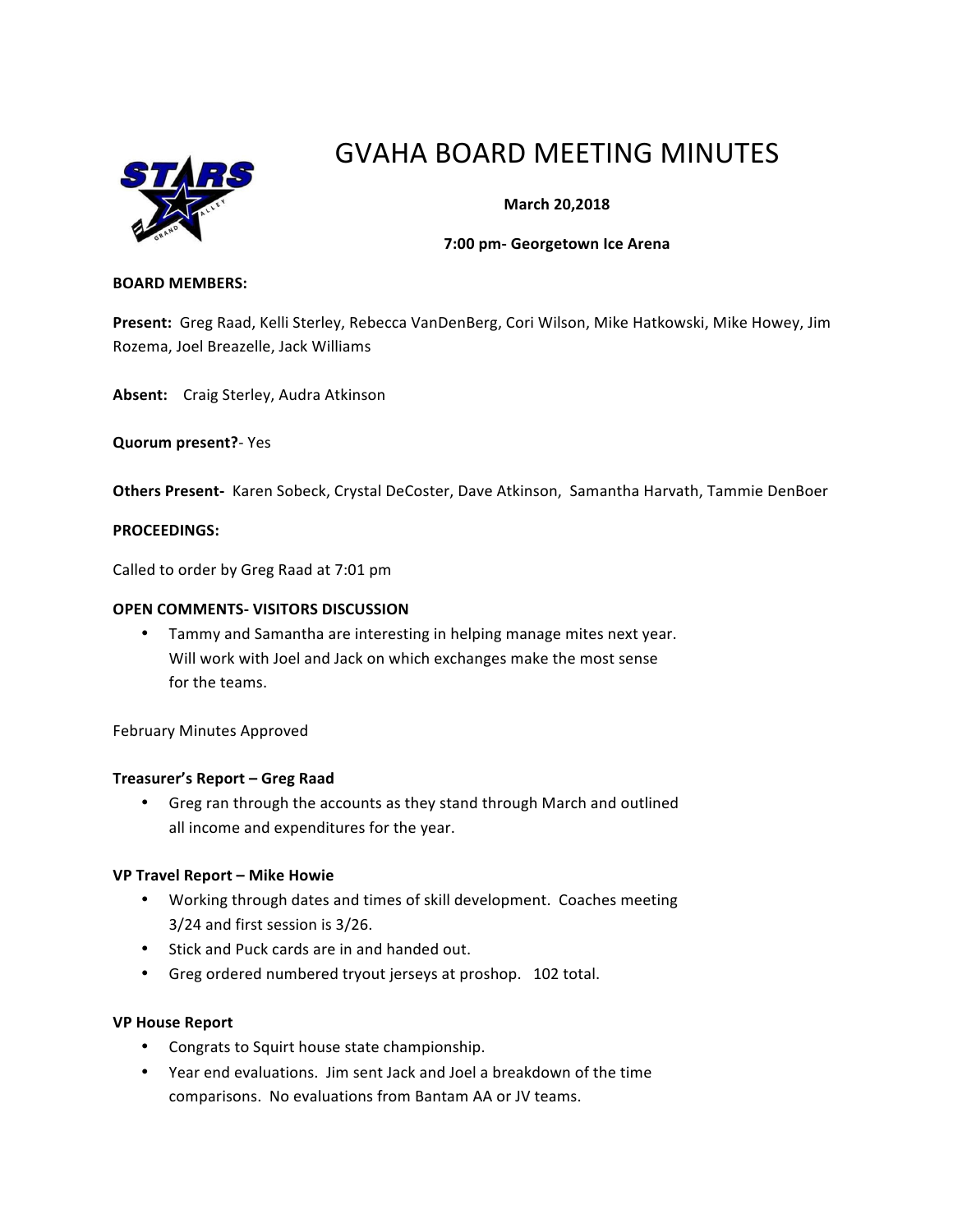# GVAHA BOARD MEETING MINUTES

**March 20,2018**

**7:00 pm- Georgetown Ice Arena**

**BOARD MEMBERS:**

**Present:** Greg Raad, Kelli Sterley, Rebecca VanDenBerg, Cori Wilson, Mike Hatkowski, Mike Howey, Jim Rozema, Joel Breazelle, Jack Williams

**Absent:** Craig Sterley, Audra Atkinson

**Quorum present?**- Yes

**Others Present-** Karen Sobeck, Crystal DeCoster, Dave Atkinson, Samantha Harvath, Tammie DenBoer

**PROCEEDINGS:**

Called to order by Greg Raad at 7:01 pm

**OPEN COMMENTS- VISITORS DISCUSSION**

- Tammy and Samantha are interesting in helping manage mites next year. Will work with Joel and Jack on which exchanges make the most sense for the teams.

February Minutes Approved

**Treasurer's Report – Greg Raad**

- Greg ran through the accounts as they stand through March and outlined all income and expenditures for the year.

**VP Travel Report – Mike Howie**

- Working through dates and times of skill development. Coaches meeting 3/24 and first session is 3/26.
- Stick and Puck cards are in and handed out.
- Greg ordered numbered tryout jerseys at proshop. 102 total.

**VP House Report**

- Congrats to Squirt house state championship.
- Year end evaluations. Jim sent Jack and Joel a breakdown of the time comparisons. No evaluations from Bantam AA or JV teams.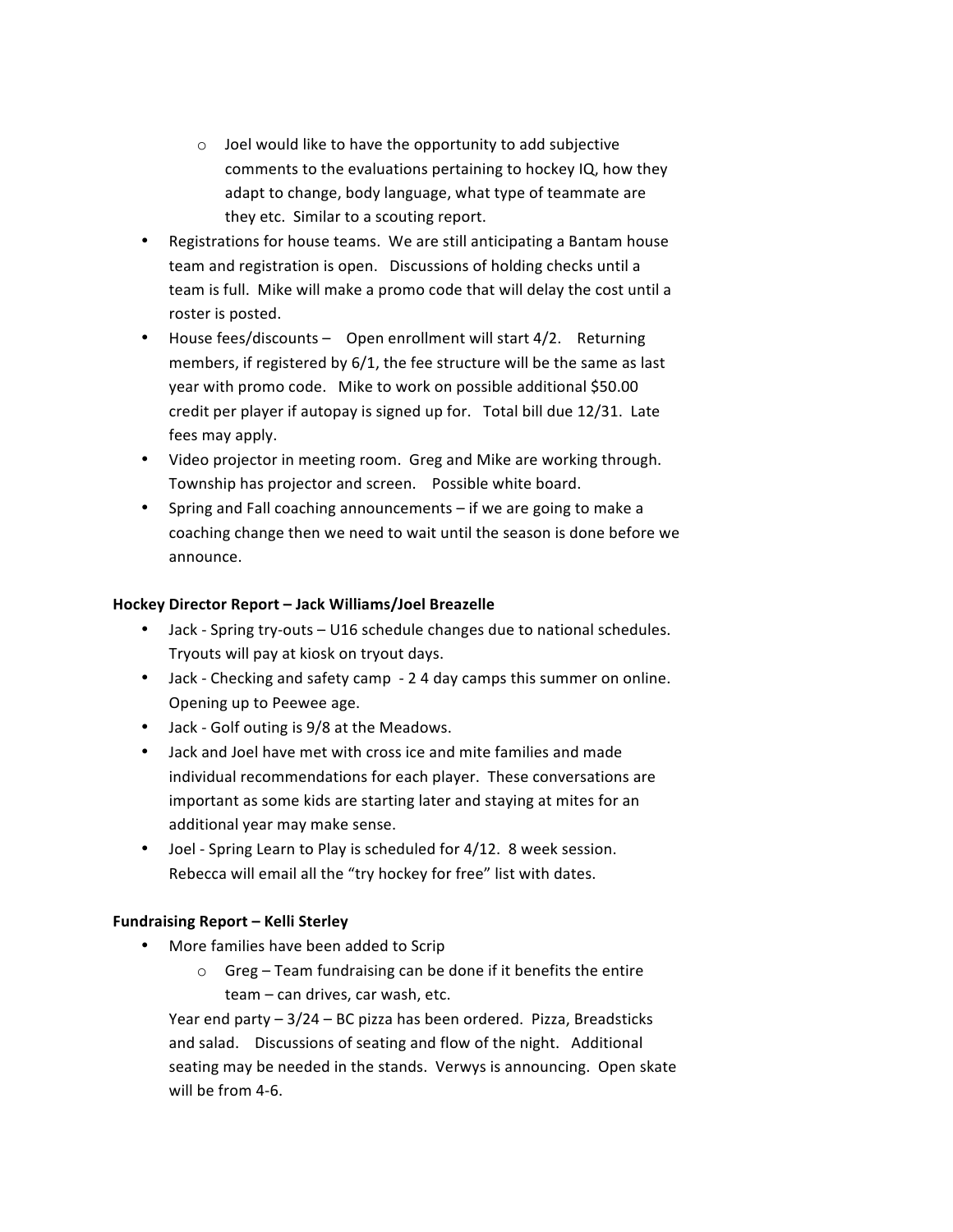- Joel would like to have the opportunity to add subjective comments to the evaluations pertaining to hockey IQ, how they adapt to change, body language, what type of teammate are they etc. Similar to a scouting report.
- Registrations for house teams. We are still anticipating a Bantam house team and registration is open. Discussions of holding checks until a team is full. Mike will make a promo code that will delay the cost until a roster is posted.
- House fees/discounts – Open enrollment will start 4/2. Returning members, if registered by 6/1, the fee structure will be the same as last year with promo code. Mike to work on possible additional $50.00 credit per player if autopay is signed up for. Total bill due 12/31. Late fees may apply.
- Video projector in meeting room. Greg and Mike are working through. Township has projector and screen. Possible white board.
- Spring and Fall coaching announcements – if we are going to make a coaching change then we need to wait until the season is done before we announce.

**Hockey Director Report – Jack Williams/Joel Breazelle**

- Jack - Spring try-outs – U16 schedule changes due to national schedules. Tryouts will pay at kiosk on tryout days.
- Jack - Checking and safety camp - 2 4 day camps this summer on online. Opening up to Peewee age.
- Jack - Golf outing is 9/8 at the Meadows.
- Jack and Joel have met with cross ice and mite families and made individual recommendations for each player. These conversations are important as some kids are starting later and staying at mites for an additional year may make sense.
- Joel - Spring Learn to Play is scheduled for 4/12. 8 week session. Rebecca will email all the "try hockey for free" list with dates.

**Fundraising Report – Kelli Sterley**

- More families have been added to Scrip
  - Greg – Team fundraising can be done if it benefits the entire team – can drives, car wash, etc.

  Year end party – 3/24 – BC pizza has been ordered. Pizza, Breadsticks and salad. Discussions of seating and flow of the night. Additional seating may be needed in the stands. Verwys is announcing. Open skate will be from 4-6.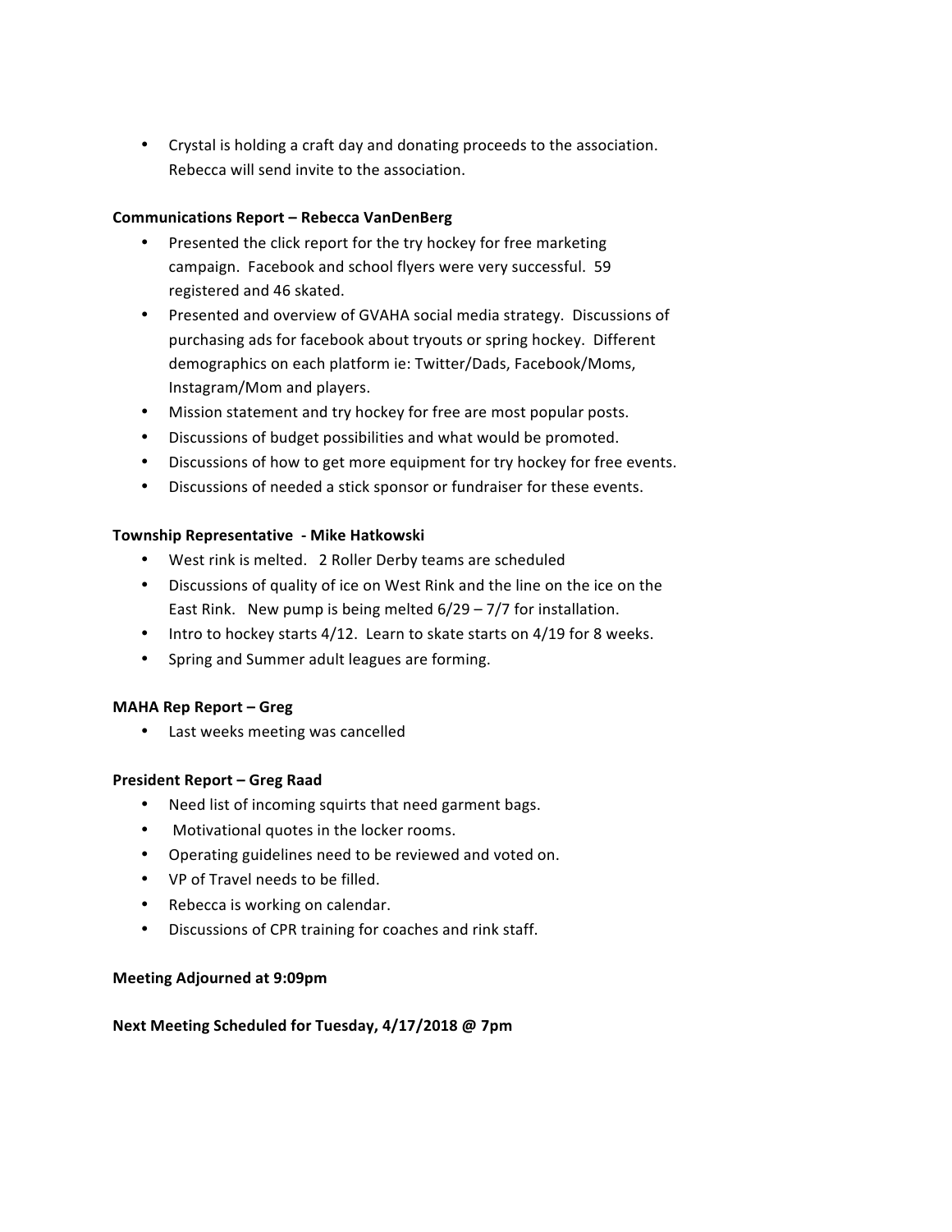- Crystal is holding a craft day and donating proceeds to the association. Rebecca will send invite to the association.

**Communications Report – Rebecca VanDenBerg**

- Presented the click report for the try hockey for free marketing campaign. Facebook and school flyers were very successful. 59 registered and 46 skated.
- Presented and overview of GVAHA social media strategy. Discussions of purchasing ads for facebook about tryouts or spring hockey. Different demographics on each platform ie: Twitter/Dads, Facebook/Moms, Instagram/Mom and players.
- Mission statement and try hockey for free are most popular posts.
- Discussions of budget possibilities and what would be promoted.
- Discussions of how to get more equipment for try hockey for free events.
- Discussions of needed a stick sponsor or fundraiser for these events.

**Township Representative - Mike Hatkowski**

- West rink is melted. 2 Roller Derby teams are scheduled
- Discussions of quality of ice on West Rink and the line on the ice on the East Rink. New pump is being melted 6/29 – 7/7 for installation.
- Intro to hockey starts 4/12. Learn to skate starts on 4/19 for 8 weeks.
- Spring and Summer adult leagues are forming.

**MAHA Rep Report – Greg**

- Last weeks meeting was cancelled

**President Report – Greg Raad**

- Need list of incoming squirts that need garment bags.
- Motivational quotes in the locker rooms.
- Operating guidelines need to be reviewed and voted on.
- VP of Travel needs to be filled.
- Rebecca is working on calendar.
- Discussions of CPR training for coaches and rink staff.

**Meeting Adjourned at 9:09pm**

**Next Meeting Scheduled for Tuesday, 4/17/2018 @ 7pm**